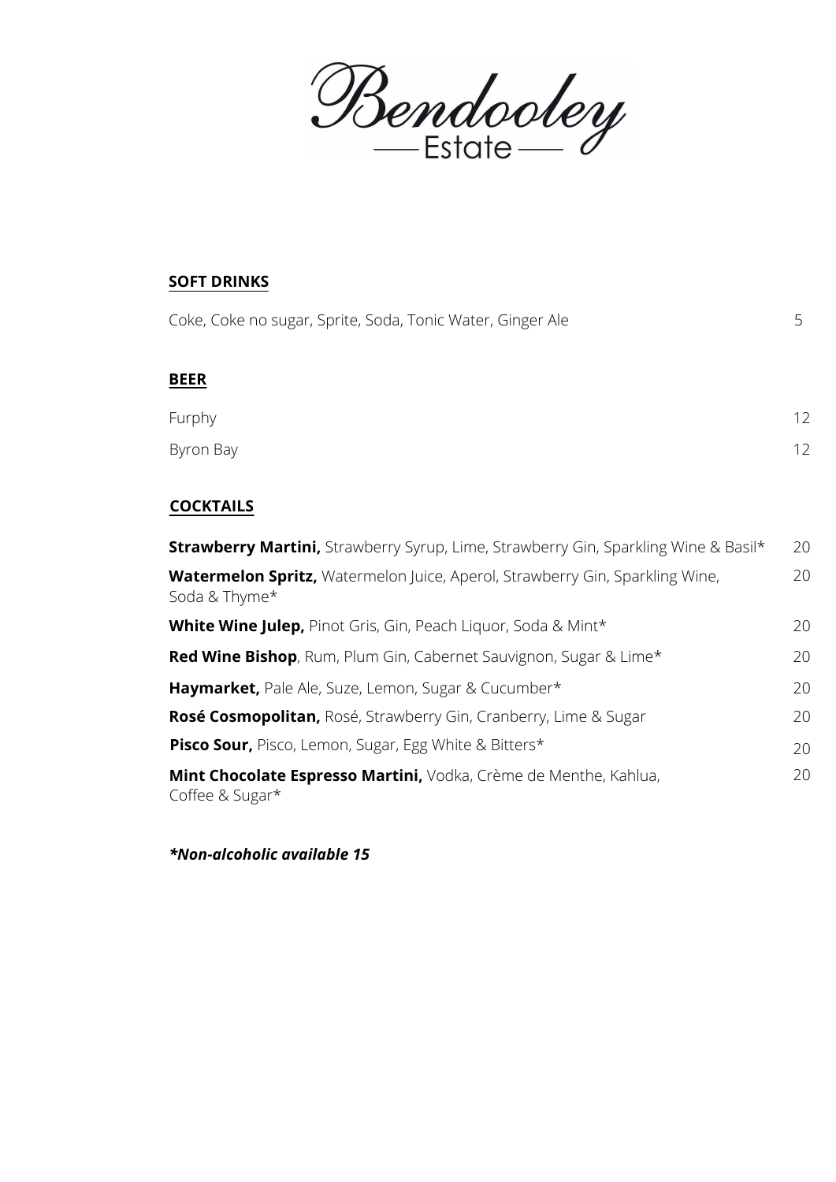# Bendooley Estate

## SOFT DRINKS

| Item | Price |
|---|---|
| Coke, Coke no sugar, Sprite, Soda, Tonic Water, Ginger Ale | 5 |

## BEER

| Item | Price |
|---|---|
| Furphy | 12 |
| Byron Bay | 12 |

## COCKTAILS

| Item | Price |
|---|---|
| **Strawberry Martini,** Strawberry Syrup, Lime, Strawberry Gin, Sparkling Wine & Basil* | 20 |
| **Watermelon Spritz,** Watermelon Juice, Aperol, Strawberry Gin, Sparkling Wine, Soda & Thyme* | 20 |
| **White Wine Julep,** Pinot Gris, Gin, Peach Liquor, Soda & Mint* | 20 |
| **Red Wine Bishop**, Rum, Plum Gin, Cabernet Sauvignon, Sugar & Lime* | 20 |
| **Haymarket,** Pale Ale, Suze, Lemon, Sugar & Cucumber* | 20 |
| **Rosé Cosmopolitan,** Rosé, Strawberry Gin, Cranberry, Lime & Sugar | 20 |
| **Pisco Sour,** Pisco, Lemon, Sugar, Egg White & Bitters* | 20 |
| **Mint Chocolate Espresso Martini,** Vodka, Crème de Menthe, Kahlua, Coffee & Sugar* | 20 |

***Non-alcoholic available 15***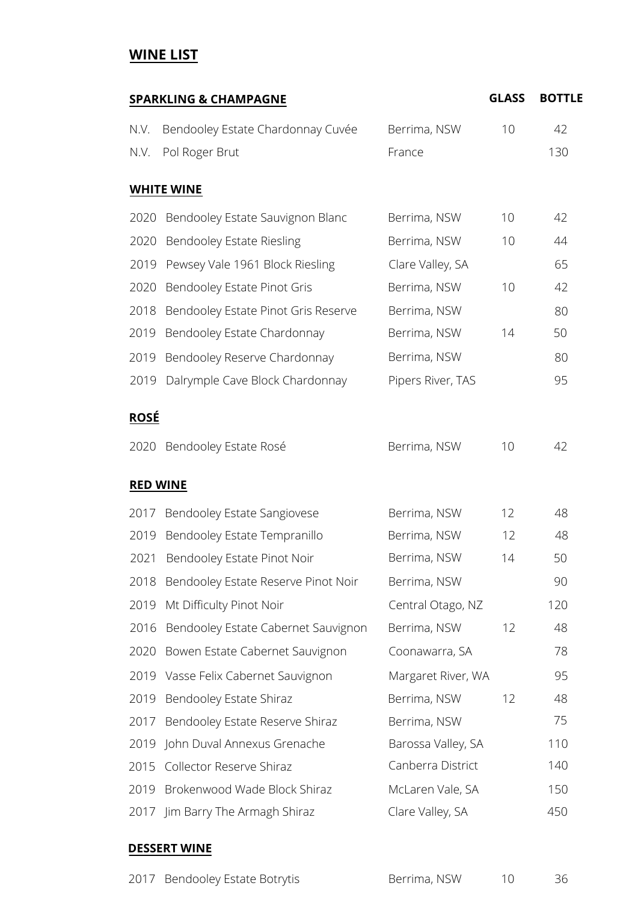## WINE LIST

| SPARKLING & CHAMPAGNE | | | GLASS | BOTTLE |
| --- | --- | --- | --- | --- |
| N.V. | Bendooley Estate Chardonnay Cuvée | Berrima, NSW | 10 | 42 |
| N.V. | Pol Roger Brut | France | | 130 |
| **WHITE WINE** | | | | |
| 2020 | Bendooley Estate Sauvignon Blanc | Berrima, NSW | 10 | 42 |
| 2020 | Bendooley Estate Riesling | Berrima, NSW | 10 | 44 |
| 2019 | Pewsey Vale 1961 Block Riesling | Clare Valley, SA | | 65 |
| 2020 | Bendooley Estate Pinot Gris | Berrima, NSW | 10 | 42 |
| 2018 | Bendooley Estate Pinot Gris Reserve | Berrima, NSW | | 80 |
| 2019 | Bendooley Estate Chardonnay | Berrima, NSW | 14 | 50 |
| 2019 | Bendooley Reserve Chardonnay | Berrima, NSW | | 80 |
| 2019 | Dalrymple Cave Block Chardonnay | Pipers River, TAS | | 95 |
| **ROSÉ** | | | | |
| 2020 | Bendooley Estate Rosé | Berrima, NSW | 10 | 42 |
| **RED WINE** | | | | |
| 2017 | Bendooley Estate Sangiovese | Berrima, NSW | 12 | 48 |
| 2019 | Bendooley Estate Tempranillo | Berrima, NSW | 12 | 48 |
| 2021 | Bendooley Estate Pinot Noir | Berrima, NSW | 14 | 50 |
| 2018 | Bendooley Estate Reserve Pinot Noir | Berrima, NSW | | 90 |
| 2019 | Mt Difficulty Pinot Noir | Central Otago, NZ | | 120 |
| 2016 | Bendooley Estate Cabernet Sauvignon | Berrima, NSW | 12 | 48 |
| 2020 | Bowen Estate Cabernet Sauvignon | Coonawarra, SA | | 78 |
| 2019 | Vasse Felix Cabernet Sauvignon | Margaret River, WA | | 95 |
| 2019 | Bendooley Estate Shiraz | Berrima, NSW | 12 | 48 |
| 2017 | Bendooley Estate Reserve Shiraz | Berrima, NSW | | 75 |
| 2019 | John Duval Annexus Grenache | Barossa Valley, SA | | 110 |
| 2015 | Collector Reserve Shiraz | Canberra District | | 140 |
| 2019 | Brokenwood Wade Block Shiraz | McLaren Vale, SA | | 150 |
| 2017 | Jim Barry The Armagh Shiraz | Clare Valley, SA | | 450 |
| **DESSERT WINE** | | | | |
| 2017 | Bendooley Estate Botrytis | Berrima, NSW | 10 | 36 |